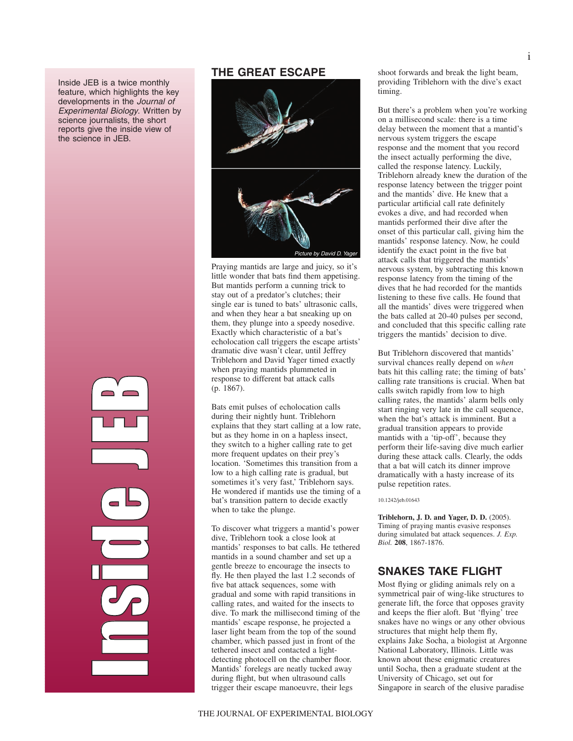Inside JEB is a twice monthly feature, which highlights the key developments in the *Journal of Experimental Biology*. Written by science journalists, the short reports give the inside view of the science in JEB.

# Inside JEB

## THE GREAT ESCAPE

Picture by David D. Yager

Praying mantids are large and juicy, so it's little wonder that bats find them appetising. But mantids perform a cunning trick to stay out of a predator's clutches; their single ear is tuned to bats' ultrasonic calls, and when they hear a bat sneaking up on them, they plunge into a speedy nosedive. Exactly which characteristic of a bat's echolocation call triggers the escape artists' dramatic dive wasn't clear, until Jeffrey Triblehorn and David Yager timed exactly when praying mantids plummeted in response to different bat attack calls (p. 1867).

Bats emit pulses of echolocation calls during their nightly hunt. Triblehorn explains that they start calling at a low rate, but as they home in on a hapless insect, they switch to a higher calling rate to get more frequent updates on their prey's location. 'Sometimes this transition from a low to a high calling rate is gradual, but sometimes it's very fast,' Triblehorn says. He wondered if mantids use the timing of a bat's transition pattern to decide exactly when to take the plunge.

To discover what triggers a mantid's power dive, Triblehorn took a close look at mantids' responses to bat calls. He tethered mantids in a sound chamber and set up a gentle breeze to encourage the insects to fly. He then played the last 1.2 seconds of five bat attack sequences, some with gradual and some with rapid transitions in calling rates, and waited for the insects to dive. To mark the millisecond timing of the mantids' escape response, he projected a laser light beam from the top of the sound chamber, which passed just in front of the tethered insect and contacted a light-detecting photocell on the chamber floor. Mantids' forelegs are neatly tucked away during flight, but when ultrasound calls trigger their escape manoeuvre, their legs shoot forwards and break the light beam, providing Triblehorn with the dive's exact timing.

But there's a problem when you're working on a millisecond scale: there is a time delay between the moment that a mantid's nervous system triggers the escape response and the moment that you record the insect actually performing the dive, called the response latency. Luckily, Triblehorn already knew the duration of the response latency between the trigger point and the mantids' dive. He knew that a particular artificial call rate definitely evokes a dive, and had recorded when mantids performed their dive after the onset of this particular call, giving him the mantids' response latency. Now, he could identify the exact point in the five bat attack calls that triggered the mantids' nervous system, by subtracting this known response latency from the timing of the dives that he had recorded for the mantids listening to these five calls. He found that all the mantids' dives were triggered when the bats called at 20-40 pulses per second, and concluded that this specific calling rate triggers the mantids' decision to dive.

But Triblehorn discovered that mantids' survival chances really depend on *when* bats hit this calling rate; the timing of bats' calling rate transitions is crucial. When bat calls switch rapidly from low to high calling rates, the mantids' alarm bells only start ringing very late in the call sequence, when the bat's attack is imminent. But a gradual transition appears to provide mantids with a 'tip-off', because they perform their life-saving dive much earlier during these attack calls. Clearly, the odds that a bat will catch its dinner improve dramatically with a hasty increase of its pulse repetition rates.

10.1242/jeb.01643

**Triblehorn, J. D. and Yager, D. D.** (2005). Timing of praying mantis evasive responses during simulated bat attack sequences. *J. Exp. Biol.* **208**, 1867-1876.

## SNAKES TAKE FLIGHT

Most flying or gliding animals rely on a symmetrical pair of wing-like structures to generate lift, the force that opposes gravity and keeps the flier aloft. But 'flying' tree snakes have no wings or any other obvious structures that might help them fly, explains Jake Socha, a biologist at Argonne National Laboratory, Illinois. Little was known about these enigmatic creatures until Socha, then a graduate student at the University of Chicago, set out for Singapore in search of the elusive paradise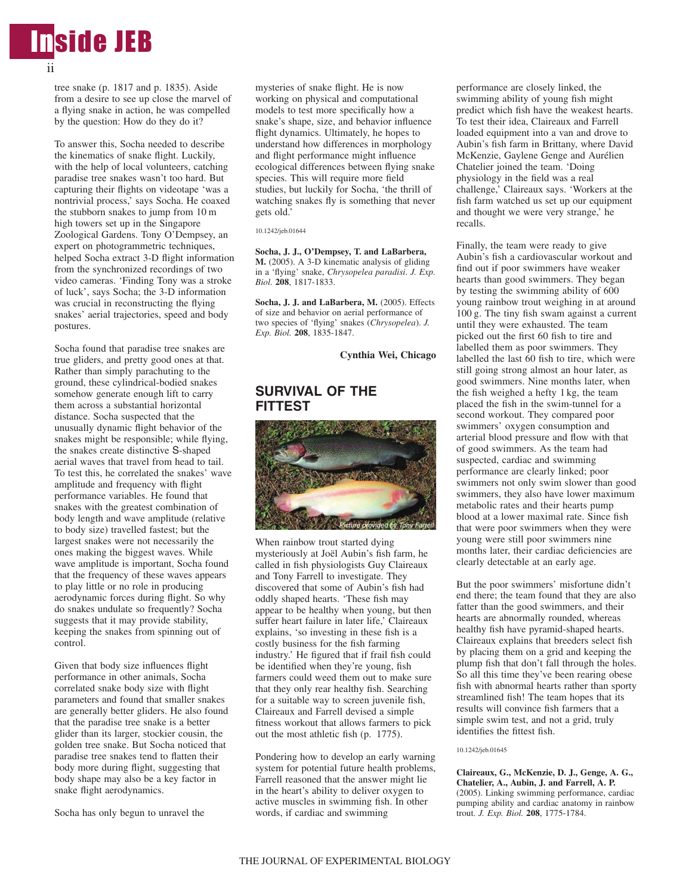tree snake (p. 1817 and p. 1835). Aside from a desire to see up close the marvel of a flying snake in action, he was compelled by the question: How do they do it?

To answer this, Socha needed to describe the kinematics of snake flight. Luckily, with the help of local volunteers, catching paradise tree snakes wasn't too hard. But capturing their flights on videotape 'was a nontrivial process,' says Socha. He coaxed the stubborn snakes to jump from 10 m high towers set up in the Singapore Zoological Gardens. Tony O'Dempsey, an expert on photogrammetric techniques, helped Socha extract 3-D flight information from the synchronized recordings of two video cameras. 'Finding Tony was a stroke of luck', says Socha; the 3-D information was crucial in reconstructing the flying snakes' aerial trajectories, speed and body postures.

Socha found that paradise tree snakes are true gliders, and pretty good ones at that. Rather than simply parachuting to the ground, these cylindrical-bodied snakes somehow generate enough lift to carry them across a substantial horizontal distance. Socha suspected that the unusually dynamic flight behavior of the snakes might be responsible; while flying, the snakes create distinctive S-shaped aerial waves that travel from head to tail. To test this, he correlated the snakes' wave amplitude and frequency with flight performance variables. He found that snakes with the greatest combination of body length and wave amplitude (relative to body size) travelled fastest; but the largest snakes were not necessarily the ones making the biggest waves. While wave amplitude is important, Socha found that the frequency of these waves appears to play little or no role in producing aerodynamic forces during flight. So why do snakes undulate so frequently? Socha suggests that it may provide stability, keeping the snakes from spinning out of control.

Given that body size influences flight performance in other animals, Socha correlated snake body size with flight parameters and found that smaller snakes are generally better gliders. He also found that the paradise tree snake is a better glider than its larger, stockier cousin, the golden tree snake. But Socha noticed that paradise tree snakes tend to flatten their body more during flight, suggesting that body shape may also be a key factor in snake flight aerodynamics.

Socha has only begun to unravel the mysteries of snake flight. He is now working on physical and computational models to test more specifically how a snake's shape, size, and behavior influence flight dynamics. Ultimately, he hopes to understand how differences in morphology and flight performance might influence ecological differences between flying snake species. This will require more field studies, but luckily for Socha, 'the thrill of watching snakes fly is something that never gets old.'

10.1242/jeb.01644

**Socha, J. J., O'Dempsey, T. and LaBarbera, M.** (2005). A 3-D kinematic analysis of gliding in a 'flying' snake, *Chrysopelea paradisi*. *J. Exp. Biol.* **208**, 1817-1833.

**Socha, J. J. and LaBarbera, M.** (2005). Effects of size and behavior on aerial performance of two species of 'flying' snakes (*Chrysopelea*). *J. Exp. Biol.* **208**, 1835-1847.

**Cynthia Wei, Chicago**

## SURVIVAL OF THE FITTEST

*Picture provided by Tony Farrell*

When rainbow trout started dying mysteriously at Joël Aubin's fish farm, he called in fish physiologists Guy Claireaux and Tony Farrell to investigate. They discovered that some of Aubin's fish had oddly shaped hearts. 'These fish may appear to be healthy when young, but then suffer heart failure in later life,' Claireaux explains, 'so investing in these fish is a costly business for the fish farming industry.' He figured that if frail fish could be identified when they're young, fish farmers could weed them out to make sure that they only rear healthy fish. Searching for a suitable way to screen juvenile fish, Claireaux and Farrell devised a simple fitness workout that allows farmers to pick out the most athletic fish (p. 1775).

Pondering how to develop an early warning system for potential future health problems, Farrell reasoned that the answer might lie in the heart's ability to deliver oxygen to active muscles in swimming fish. In other words, if cardiac and swimming performance are closely linked, the swimming ability of young fish might predict which fish have the weakest hearts. To test their idea, Claireaux and Farrell loaded equipment into a van and drove to Aubin's fish farm in Brittany, where David McKenzie, Gaylene Genge and Aurélien Chatelier joined the team. 'Doing physiology in the field was a real challenge,' Claireaux says. 'Workers at the fish farm watched us set up our equipment and thought we were very strange,' he recalls.

Finally, the team were ready to give Aubin's fish a cardiovascular workout and find out if poor swimmers have weaker hearts than good swimmers. They began by testing the swimming ability of 600 young rainbow trout weighing in at around 100 g. The tiny fish swam against a current until they were exhausted. The team picked out the first 60 fish to tire and labelled them as poor swimmers. They labelled the last 60 fish to tire, which were still going strong almost an hour later, as good swimmers. Nine months later, when the fish weighed a hefty 1 kg, the team placed the fish in the swim-tunnel for a second workout. They compared poor swimmers' oxygen consumption and arterial blood pressure and flow with that of good swimmers. As the team had suspected, cardiac and swimming performance are clearly linked; poor swimmers not only swim slower than good swimmers, they also have lower maximum metabolic rates and their hearts pump blood at a lower maximal rate. Since fish that were poor swimmers when they were young were still poor swimmers nine months later, their cardiac deficiencies are clearly detectable at an early age.

But the poor swimmers' misfortune didn't end there; the team found that they are also fatter than the good swimmers, and their hearts are abnormally rounded, whereas healthy fish have pyramid-shaped hearts. Claireaux explains that breeders select fish by placing them on a grid and keeping the plump fish that don't fall through the holes. So all this time they've been rearing obese fish with abnormal hearts rather than sporty streamlined fish! The team hopes that its results will convince fish farmers that a simple swim test, and not a grid, truly identifies the fittest fish.

10.1242/jeb.01645

**Claireaux, G., McKenzie, D. J., Genge, A. G., Chatelier, A., Aubin, J. and Farrell, A. P.** (2005). Linking swimming performance, cardiac pumping ability and cardiac anatomy in rainbow trout. *J. Exp. Biol.* **208**, 1775-1784.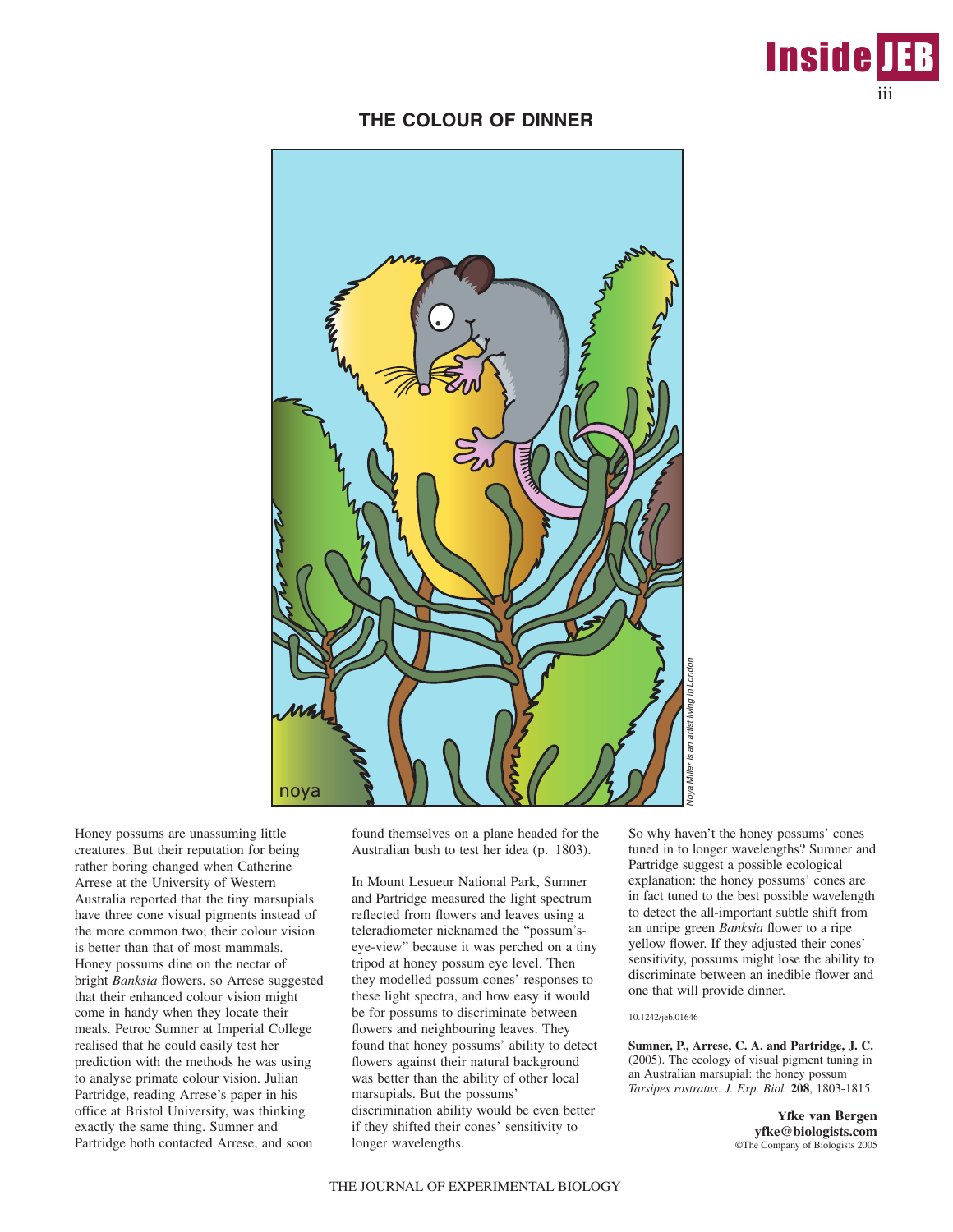# THE COLOUR OF DINNER

Noya Miller is an artist living in London

Honey possums are unassuming little creatures. But their reputation for being rather boring changed when Catherine Arrese at the University of Western Australia reported that the tiny marsupials have three cone visual pigments instead of the more common two; their colour vision is better than that of most mammals. Honey possums dine on the nectar of bright *Banksia* flowers, so Arrese suggested that their enhanced colour vision might come in handy when they locate their meals. Petroc Sumner at Imperial College realised that he could easily test her prediction with the methods he was using to analyse primate colour vision. Julian Partridge, reading Arrese's paper in his office at Bristol University, was thinking exactly the same thing. Sumner and Partridge both contacted Arrese, and soon found themselves on a plane headed for the Australian bush to test her idea (p. 1803).

In Mount Lesueur National Park, Sumner and Partridge measured the light spectrum reflected from flowers and leaves using a teleradiometer nicknamed the "possum's-eye-view" because it was perched on a tiny tripod at honey possum eye level. Then they modelled possum cones' responses to these light spectra, and how easy it would be for possums to discriminate between flowers and neighbouring leaves. They found that honey possums' ability to detect flowers against their natural background was better than the ability of other local marsupials. But the possums' discrimination ability would be even better if they shifted their cones' sensitivity to longer wavelengths.

So why haven't the honey possums' cones tuned in to longer wavelengths? Sumner and Partridge suggest a possible ecological explanation: the honey possums' cones are in fact tuned to the best possible wavelength to detect the all-important subtle shift from an unripe green *Banksia* flower to a ripe yellow flower. If they adjusted their cones' sensitivity, possums might lose the ability to discriminate between an inedible flower and one that will provide dinner.

10.1242/jeb.01646

**Sumner, P., Arrese, C. A. and Partridge, J. C.** (2005). The ecology of visual pigment tuning in an Australian marsupial: the honey possum *Tarsipes rostratus*. *J. Exp. Biol.* **208**, 1803-1815.

**Yfke van Bergen**
**yfke@biologists.com**
©The Company of Biologists 2005